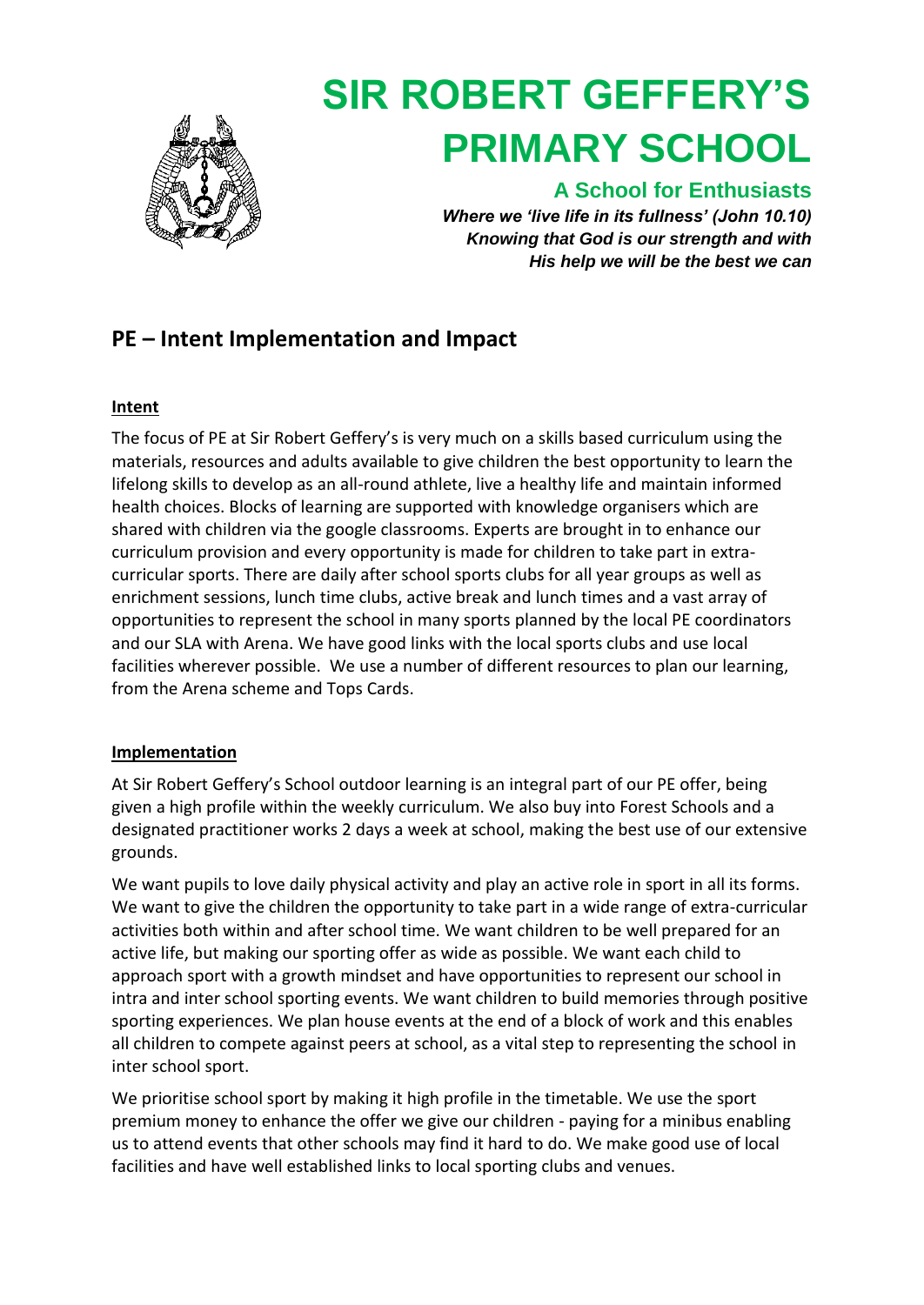# SIR ROBERT GEFFERY'S PRIMARY SCHOOL

**A School for Enthusiasts**

***Where we 'live life in its fullness' (John 10.10)***
***Knowing that God is our strength and with His help we will be the best we can***

## PE – Intent Implementation and Impact

### Intent

The focus of PE at Sir Robert Geffery's is very much on a skills based curriculum using the materials, resources and adults available to give children the best opportunity to learn the lifelong skills to develop as an all-round athlete, live a healthy life and maintain informed health choices. Blocks of learning are supported with knowledge organisers which are shared with children via the google classrooms. Experts are brought in to enhance our curriculum provision and every opportunity is made for children to take part in extra-curricular sports. There are daily after school sports clubs for all year groups as well as enrichment sessions, lunch time clubs, active break and lunch times and a vast array of opportunities to represent the school in many sports planned by the local PE coordinators and our SLA with Arena. We have good links with the local sports clubs and use local facilities wherever possible. We use a number of different resources to plan our learning, from the Arena scheme and Tops Cards.

### Implementation

At Sir Robert Geffery's School outdoor learning is an integral part of our PE offer, being given a high profile within the weekly curriculum. We also buy into Forest Schools and a designated practitioner works 2 days a week at school, making the best use of our extensive grounds.

We want pupils to love daily physical activity and play an active role in sport in all its forms. We want to give the children the opportunity to take part in a wide range of extra-curricular activities both within and after school time. We want children to be well prepared for an active life, but making our sporting offer as wide as possible. We want each child to approach sport with a growth mindset and have opportunities to represent our school in intra and inter school sporting events. We want children to build memories through positive sporting experiences. We plan house events at the end of a block of work and this enables all children to compete against peers at school, as a vital step to representing the school in inter school sport.

We prioritise school sport by making it high profile in the timetable. We use the sport premium money to enhance the offer we give our children - paying for a minibus enabling us to attend events that other schools may find it hard to do. We make good use of local facilities and have well established links to local sporting clubs and venues.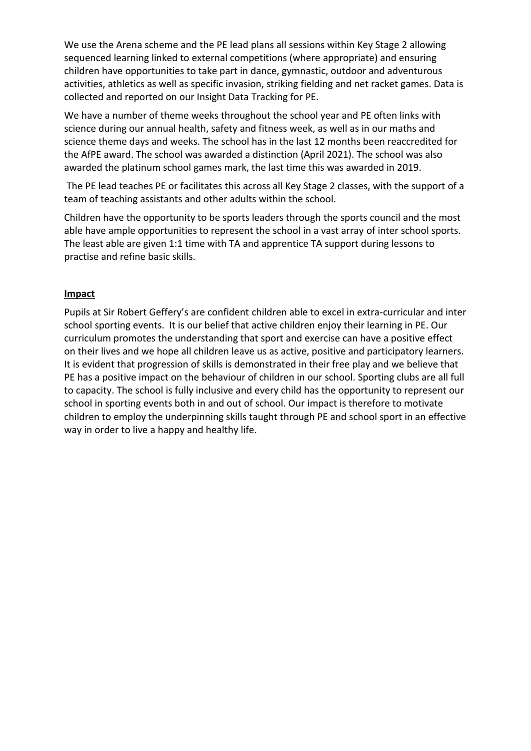We use the Arena scheme and the PE lead plans all sessions within Key Stage 2 allowing sequenced learning linked to external competitions (where appropriate) and ensuring children have opportunities to take part in dance, gymnastic, outdoor and adventurous activities, athletics as well as specific invasion, striking fielding and net racket games. Data is collected and reported on our Insight Data Tracking for PE.

We have a number of theme weeks throughout the school year and PE often links with science during our annual health, safety and fitness week, as well as in our maths and science theme days and weeks. The school has in the last 12 months been reaccredited for the AfPE award. The school was awarded a distinction (April 2021). The school was also awarded the platinum school games mark, the last time this was awarded in 2019.

The PE lead teaches PE or facilitates this across all Key Stage 2 classes, with the support of a team of teaching assistants and other adults within the school.

Children have the opportunity to be sports leaders through the sports council and the most able have ample opportunities to represent the school in a vast array of inter school sports. The least able are given 1:1 time with TA and apprentice TA support during lessons to practise and refine basic skills.

## Impact

Pupils at Sir Robert Geffery's are confident children able to excel in extra-curricular and inter school sporting events. It is our belief that active children enjoy their learning in PE. Our curriculum promotes the understanding that sport and exercise can have a positive effect on their lives and we hope all children leave us as active, positive and participatory learners. It is evident that progression of skills is demonstrated in their free play and we believe that PE has a positive impact on the behaviour of children in our school. Sporting clubs are all full to capacity. The school is fully inclusive and every child has the opportunity to represent our school in sporting events both in and out of school. Our impact is therefore to motivate children to employ the underpinning skills taught through PE and school sport in an effective way in order to live a happy and healthy life.